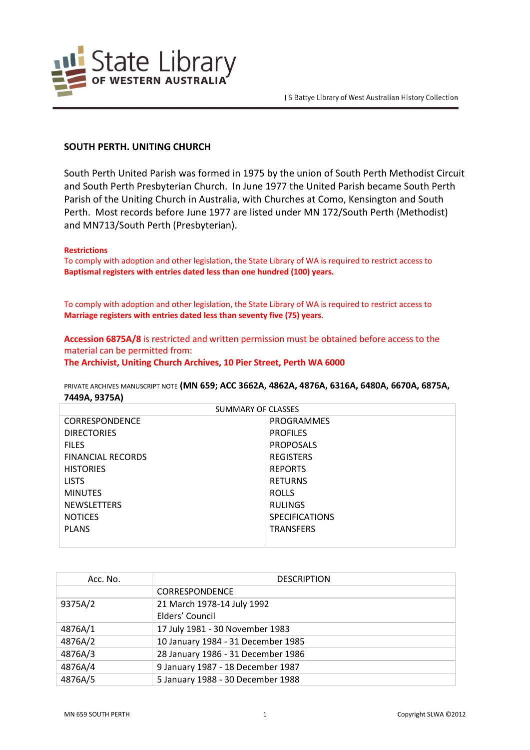## SOUTH PERTH. UNITING CHURCH

South Perth United Parish was formed in 1975 by the union of South Perth Methodist Circuit and South Perth Presbyterian Church. In June 1977 the United Parish became South Perth Parish of the Uniting Church in Australia, with Churches at Como, Kensington and South Perth. Most records before June 1977 are listed under MN 172/South Perth (Methodist) and MN713/South Perth (Presbyterian).

**Restrictions**

To comply with adoption and other legislation, the State Library of WA is required to restrict access to **Baptismal registers with entries dated less than one hundred (100) years.**

To comply with adoption and other legislation, the State Library of WA is required to restrict access to **Marriage registers with entries dated less than seventy five (75) years**.

**Accession 6875A/8** is restricted and written permission must be obtained before access to the material can be permitted from:
**The Archivist, Uniting Church Archives, 10 Pier Street, Perth WA 6000**

PRIVATE ARCHIVES MANUSCRIPT NOTE **(MN 659; ACC 3662A, 4862A, 4876A, 6316A, 6480A, 6670A, 6875A, 7449A, 9375A)**

| SUMMARY OF CLASSES | |
|---|---|
| CORRESPONDENCE | PROGRAMMES |
| DIRECTORIES | PROFILES |
| FILES | PROPOSALS |
| FINANCIAL RECORDS | REGISTERS |
| HISTORIES | REPORTS |
| LISTS | RETURNS |
| MINUTES | ROLLS |
| NEWSLETTERS | RULINGS |
| NOTICES | SPECIFICATIONS |
| PLANS | TRANSFERS |

| Acc. No. | DESCRIPTION |
|---|---|
| | CORRESPONDENCE |
| 9375A/2 | 21 March 1978-14 July 1992<br>Elders' Council |
| 4876A/1 | 17 July 1981 - 30 November 1983 |
| 4876A/2 | 10 January 1984 - 31 December 1985 |
| 4876A/3 | 28 January 1986 - 31 December 1986 |
| 4876A/4 | 9 January 1987 - 18 December 1987 |
| 4876A/5 | 5 January 1988 - 30 December 1988 |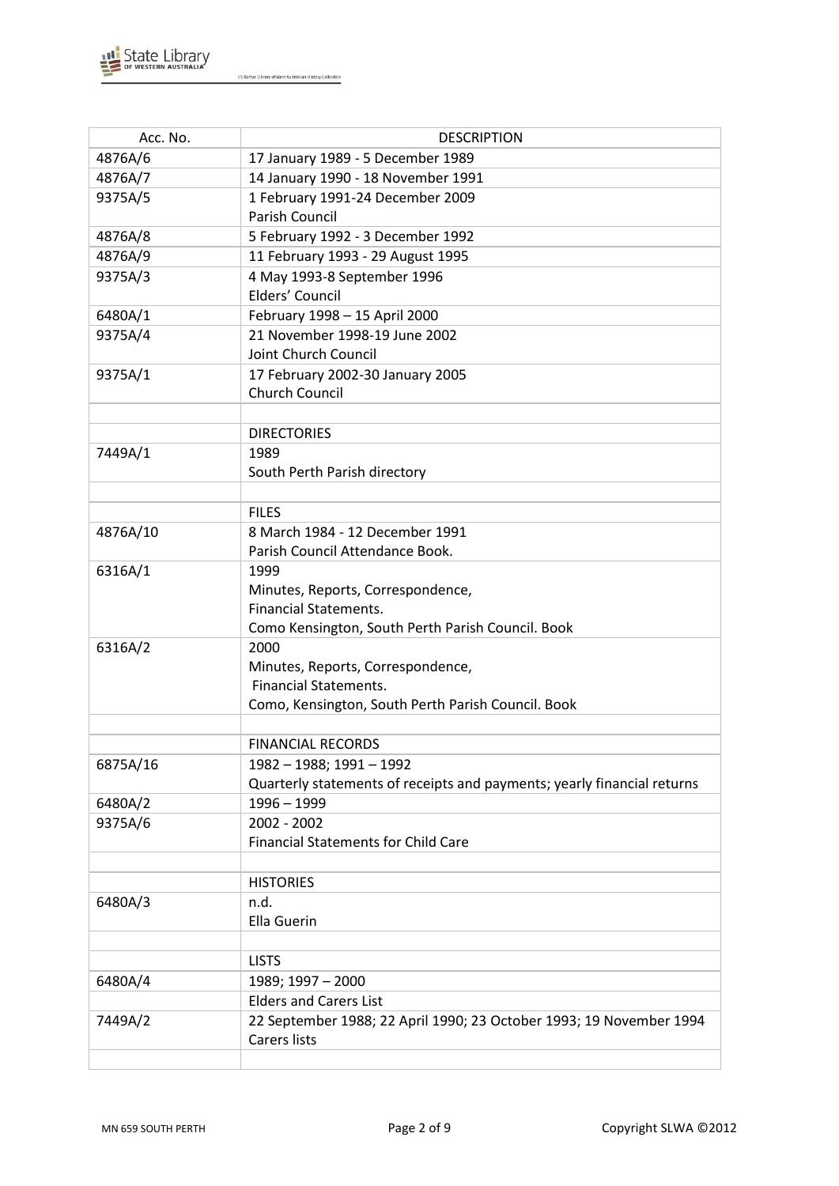| Acc. No. | DESCRIPTION |
|---|---|
| 4876A/6 | 17 January 1989 - 5 December 1989 |
| 4876A/7 | 14 January 1990 - 18 November 1991 |
| 9375A/5 | 1 February 1991-24 December 2009<br>Parish Council |
| 4876A/8 | 5 February 1992 - 3 December 1992 |
| 4876A/9 | 11 February 1993 - 29 August 1995 |
| 9375A/3 | 4 May 1993-8 September 1996<br>Elders' Council |
| 6480A/1 | February 1998 – 15 April 2000 |
| 9375A/4 | 21 November 1998-19 June 2002<br>Joint Church Council |
| 9375A/1 | 17 February 2002-30 January 2005<br>Church Council |
| | |
| | DIRECTORIES |
| 7449A/1 | 1989<br>South Perth Parish directory |
| | |
| | FILES |
| 4876A/10 | 8 March 1984 - 12 December 1991<br>Parish Council Attendance Book. |
| 6316A/1 | 1999<br>Minutes, Reports, Correspondence,<br>Financial Statements.<br>Como Kensington, South Perth Parish Council. Book |
| 6316A/2 | 2000<br>Minutes, Reports, Correspondence,<br>Financial Statements.<br>Como, Kensington, South Perth Parish Council. Book |
| | |
| | FINANCIAL RECORDS |
| 6875A/16 | 1982 – 1988; 1991 – 1992<br>Quarterly statements of receipts and payments; yearly financial returns |
| 6480A/2 | 1996 – 1999 |
| 9375A/6 | 2002 - 2002<br>Financial Statements for Child Care |
| | |
| | HISTORIES |
| 6480A/3 | n.d.<br>Ella Guerin |
| | |
| | LISTS |
| 6480A/4 | 1989; 1997 – 2000 |
| | Elders and Carers List |
| 7449A/2 | 22 September 1988; 22 April 1990; 23 October 1993; 19 November 1994<br>Carers lists |
| | |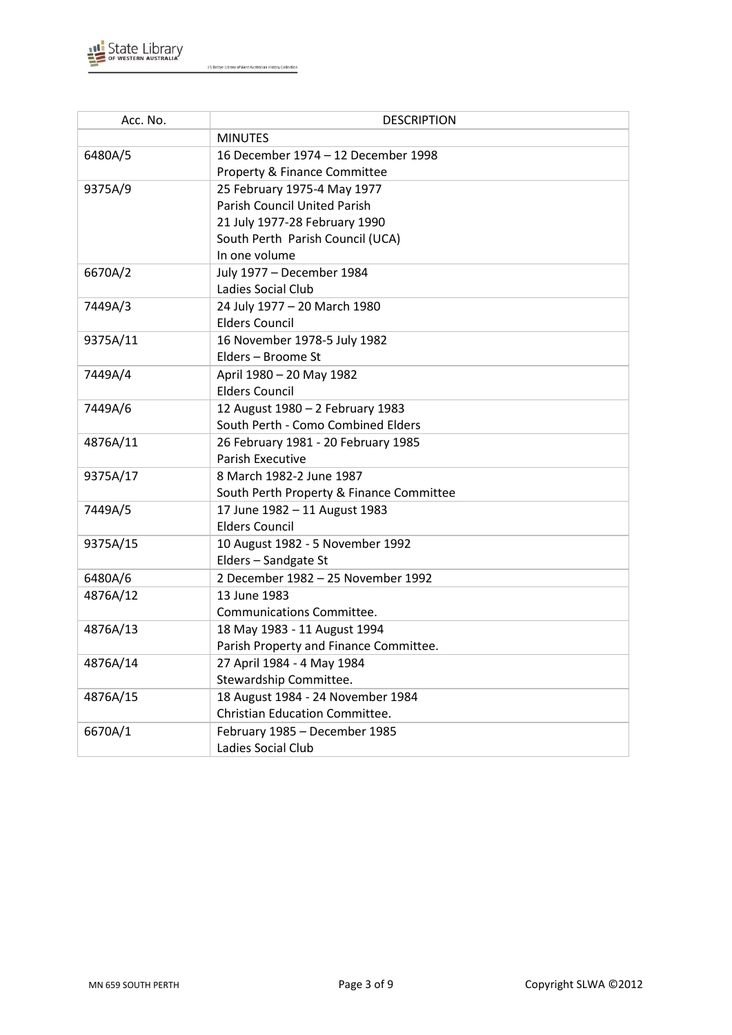| Acc. No. | DESCRIPTION |
|---|---|
| | MINUTES |
| 6480A/5 | 16 December 1974 – 12 December 1998<br>Property & Finance Committee |
| 9375A/9 | 25 February 1975-4 May 1977<br>Parish Council United Parish<br>21 July 1977-28 February 1990<br>South Perth Parish Council (UCA)<br>In one volume |
| 6670A/2 | July 1977 – December 1984<br>Ladies Social Club |
| 7449A/3 | 24 July 1977 – 20 March 1980<br>Elders Council |
| 9375A/11 | 16 November 1978-5 July 1982<br>Elders – Broome St |
| 7449A/4 | April 1980 – 20 May 1982<br>Elders Council |
| 7449A/6 | 12 August 1980 – 2 February 1983<br>South Perth - Como Combined Elders |
| 4876A/11 | 26 February 1981 - 20 February 1985<br>Parish Executive |
| 9375A/17 | 8 March 1982-2 June 1987<br>South Perth Property & Finance Committee |
| 7449A/5 | 17 June 1982 – 11 August 1983<br>Elders Council |
| 9375A/15 | 10 August 1982 - 5 November 1992<br>Elders – Sandgate St |
| 6480A/6 | 2 December 1982 – 25 November 1992 |
| 4876A/12 | 13 June 1983<br>Communications Committee. |
| 4876A/13 | 18 May 1983 - 11 August 1994<br>Parish Property and Finance Committee. |
| 4876A/14 | 27 April 1984 - 4 May 1984<br>Stewardship Committee. |
| 4876A/15 | 18 August 1984 - 24 November 1984<br>Christian Education Committee. |
| 6670A/1 | February 1985 – December 1985<br>Ladies Social Club |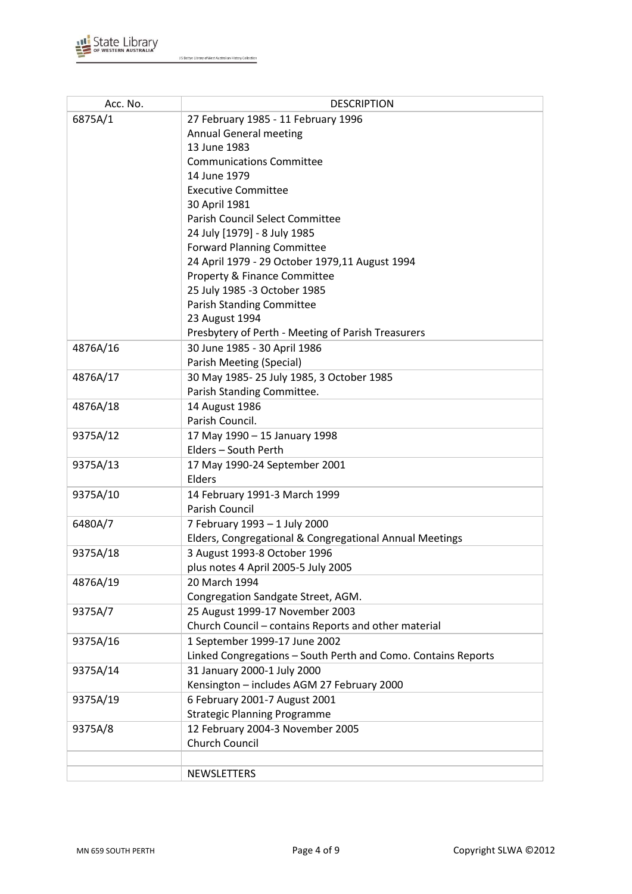| Acc. No. | DESCRIPTION |
|---|---|
| 6875A/1 | 27 February 1985 - 11 February 1996<br>Annual General meeting<br>13 June 1983<br>Communications Committee<br>14 June 1979<br>Executive Committee<br>30 April 1981<br>Parish Council Select Committee<br>24 July [1979] - 8 July 1985<br>Forward Planning Committee<br>24 April 1979 - 29 October 1979,11 August 1994<br>Property & Finance Committee<br>25 July 1985 -3 October 1985<br>Parish Standing Committee<br>23 August 1994<br>Presbytery of Perth - Meeting of Parish Treasurers |
| 4876A/16 | 30 June 1985 - 30 April 1986<br>Parish Meeting (Special) |
| 4876A/17 | 30 May 1985- 25 July 1985, 3 October 1985<br>Parish Standing Committee. |
| 4876A/18 | 14 August 1986<br>Parish Council. |
| 9375A/12 | 17 May 1990 – 15 January 1998<br>Elders – South Perth |
| 9375A/13 | 17 May 1990-24 September 2001<br>Elders |
| 9375A/10 | 14 February 1991-3 March 1999<br>Parish Council |
| 6480A/7 | 7 February 1993 – 1 July 2000<br>Elders, Congregational & Congregational Annual Meetings |
| 9375A/18 | 3 August 1993-8 October 1996<br>plus notes 4 April 2005-5 July 2005 |
| 4876A/19 | 20 March 1994<br>Congregation Sandgate Street, AGM. |
| 9375A/7 | 25 August 1999-17 November 2003<br>Church Council – contains Reports and other material |
| 9375A/16 | 1 September 1999-17 June 2002<br>Linked Congregations – South Perth and Como. Contains Reports |
| 9375A/14 | 31 January 2000-1 July 2000<br>Kensington – includes AGM 27 February 2000 |
| 9375A/19 | 6 February 2001-7 August 2001<br>Strategic Planning Programme |
| 9375A/8 | 12 February 2004-3 November 2005<br>Church Council |
| | |
| | NEWSLETTERS |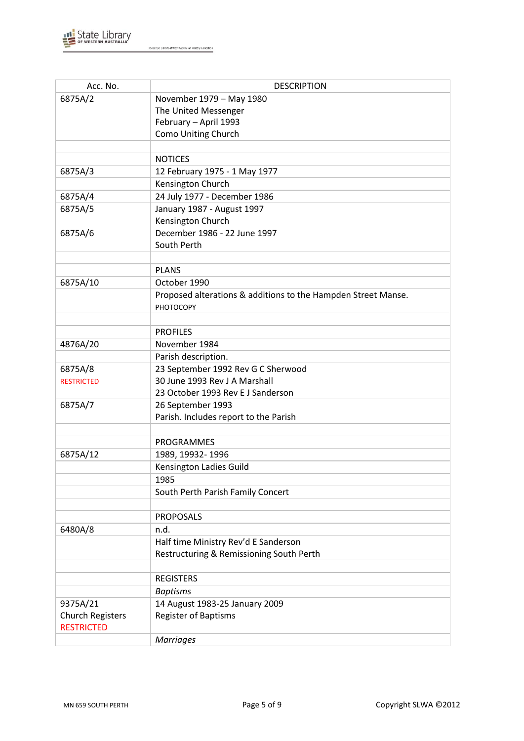| Acc. No. | DESCRIPTION |
|---|---|
| 6875A/2 | November 1979 – May 1980<br>The United Messenger<br>February – April 1993<br>Como Uniting Church |
| | |
| | NOTICES |
| 6875A/3 | 12 February 1975 - 1 May 1977 |
| | Kensington Church |
| 6875A/4 | 24 July 1977 - December 1986 |
| 6875A/5 | January 1987 - August 1997<br>Kensington Church |
| 6875A/6 | December 1986 - 22 June 1997<br>South Perth |
| | |
| | PLANS |
| 6875A/10 | October 1990 |
| | Proposed alterations & additions to the Hampden Street Manse.<br>PHOTOCOPY |
| | |
| | PROFILES |
| 4876A/20 | November 1984 |
| | Parish description. |
| 6875A/8<br>RESTRICTED | 23 September 1992 Rev G C Sherwood<br>30 June 1993 Rev J A Marshall<br>23 October 1993 Rev E J Sanderson |
| 6875A/7 | 26 September 1993<br>Parish. Includes report to the Parish |
| | |
| | PROGRAMMES |
| 6875A/12 | 1989, 19932- 1996 |
| | Kensington Ladies Guild |
| | 1985 |
| | South Perth Parish Family Concert |
| | |
| | PROPOSALS |
| 6480A/8 | n.d. |
| | Half time Ministry Rev'd E Sanderson<br>Restructuring & Remissioning South Perth |
| | |
| | REGISTERS |
| | *Baptisms* |
| 9375A/21<br>Church Registers<br>RESTRICTED | 14 August 1983-25 January 2009<br>Register of Baptisms |
| | *Marriages* |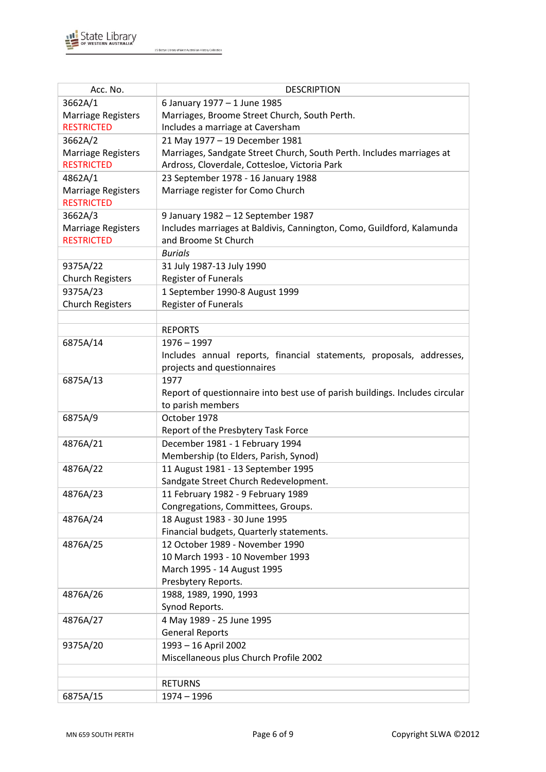| Acc. No. | DESCRIPTION |
|---|---|
| 3662A/1<br>Marriage Registers<br>RESTRICTED | 6 January 1977 – 1 June 1985<br>Marriages, Broome Street Church, South Perth.<br>Includes a marriage at Caversham |
| 3662A/2<br>Marriage Registers<br>RESTRICTED | 21 May 1977 – 19 December 1981<br>Marriages, Sandgate Street Church, South Perth. Includes marriages at Ardross, Cloverdale, Cottesloe, Victoria Park |
| 4862A/1<br>Marriage Registers<br>RESTRICTED | 23 September 1978 - 16 January 1988<br>Marriage register for Como Church |
| 3662A/3<br>Marriage Registers<br>RESTRICTED | 9 January 1982 – 12 September 1987<br>Includes marriages at Baldivis, Cannington, Como, Guildford, Kalamunda and Broome St Church |
| | *Burials* |
| 9375A/22<br>Church Registers | 31 July 1987-13 July 1990<br>Register of Funerals |
| 9375A/23<br>Church Registers | 1 September 1990-8 August 1999<br>Register of Funerals |
| | |
| | REPORTS |
| 6875A/14 | 1976 – 1997<br>Includes annual reports, financial statements, proposals, addresses, projects and questionnaires |
| 6875A/13 | 1977<br>Report of questionnaire into best use of parish buildings. Includes circular to parish members |
| 6875A/9 | October 1978<br>Report of the Presbytery Task Force |
| 4876A/21 | December 1981 - 1 February 1994<br>Membership (to Elders, Parish, Synod) |
| 4876A/22 | 11 August 1981 - 13 September 1995<br>Sandgate Street Church Redevelopment. |
| 4876A/23 | 11 February 1982 - 9 February 1989<br>Congregations, Committees, Groups. |
| 4876A/24 | 18 August 1983 - 30 June 1995<br>Financial budgets, Quarterly statements. |
| 4876A/25 | 12 October 1989 - November 1990<br>10 March 1993 - 10 November 1993<br>March 1995 - 14 August 1995<br>Presbytery Reports. |
| 4876A/26 | 1988, 1989, 1990, 1993<br>Synod Reports. |
| 4876A/27 | 4 May 1989 - 25 June 1995<br>General Reports |
| 9375A/20 | 1993 – 16 April 2002<br>Miscellaneous plus Church Profile 2002 |
| | |
| | RETURNS |
| 6875A/15 | 1974 – 1996 |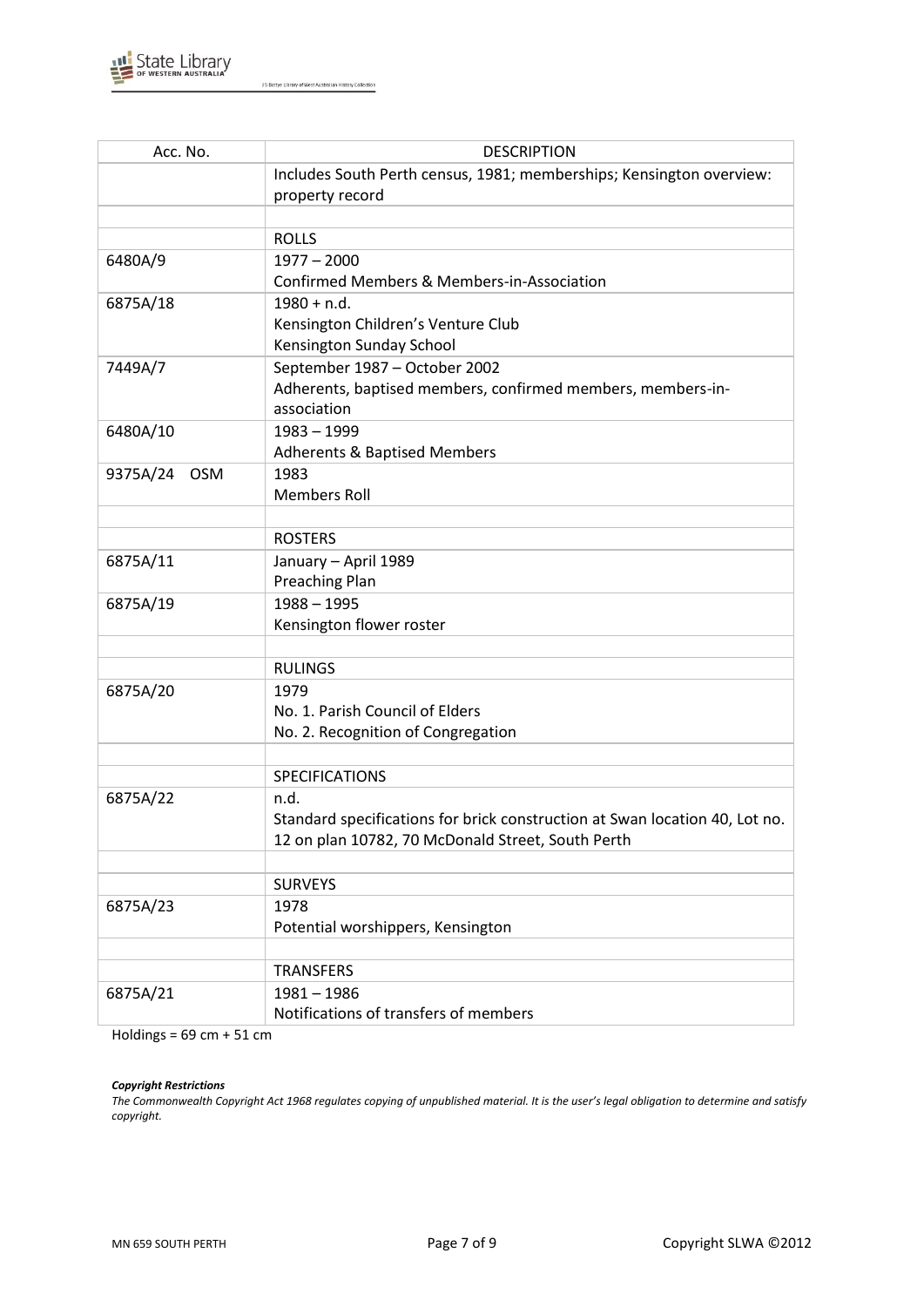| Acc. No. | DESCRIPTION |
|---|---|
| | Includes South Perth census, 1981; memberships; Kensington overview: property record |
| | |
| | ROLLS |
| 6480A/9 | 1977 – 2000<br>Confirmed Members & Members-in-Association |
| 6875A/18 | 1980 + n.d.<br>Kensington Children's Venture Club<br>Kensington Sunday School |
| 7449A/7 | September 1987 – October 2002<br>Adherents, baptised members, confirmed members, members-in-association |
| 6480A/10 | 1983 – 1999<br>Adherents & Baptised Members |
| 9375A/24 OSM | 1983<br>Members Roll |
| | |
| | ROSTERS |
| 6875A/11 | January – April 1989<br>Preaching Plan |
| 6875A/19 | 1988 – 1995<br>Kensington flower roster |
| | |
| | RULINGS |
| 6875A/20 | 1979<br>No. 1. Parish Council of Elders<br>No. 2. Recognition of Congregation |
| | |
| | SPECIFICATIONS |
| 6875A/22 | n.d.<br>Standard specifications for brick construction at Swan location 40, Lot no. 12 on plan 10782, 70 McDonald Street, South Perth |
| | |
| | SURVEYS |
| 6875A/23 | 1978<br>Potential worshippers, Kensington |
| | |
| | TRANSFERS |
| 6875A/21 | 1981 – 1986<br>Notifications of transfers of members |

Holdings = 69 cm + 51 cm

***Copyright Restrictions***

*The Commonwealth Copyright Act 1968 regulates copying of unpublished material. It is the user's legal obligation to determine and satisfy copyright.*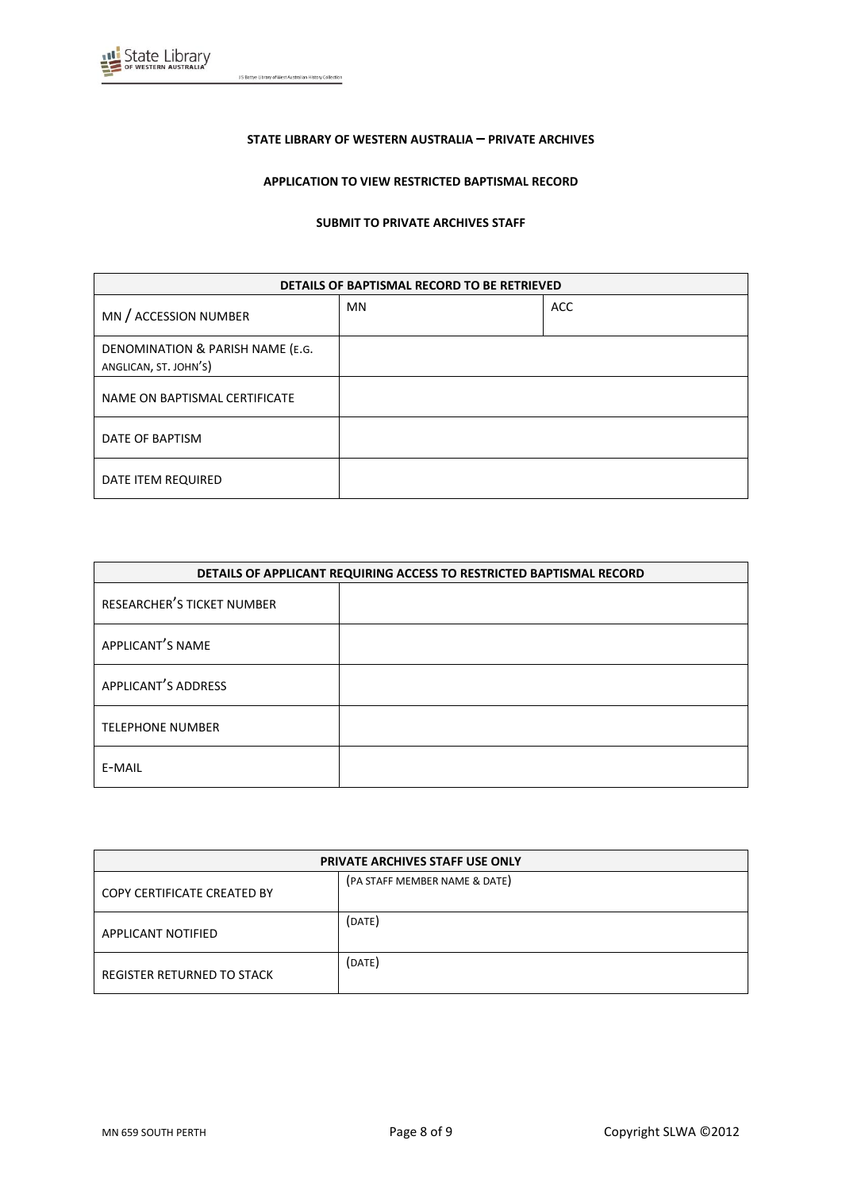**STATE LIBRARY OF WESTERN AUSTRALIA – PRIVATE ARCHIVES**

**APPLICATION TO VIEW RESTRICTED BAPTISMAL RECORD**

**SUBMIT TO PRIVATE ARCHIVES STAFF**

| **DETAILS OF BAPTISMAL RECORD TO BE RETRIEVED** | | |
|---|---|---|
| MN / ACCESSION NUMBER | MN | ACC |
| DENOMINATION & PARISH NAME (E.G. ANGLICAN, ST. JOHN'S) | | |
| NAME ON BAPTISMAL CERTIFICATE | | |
| DATE OF BAPTISM | | |
| DATE ITEM REQUIRED | | |

| **DETAILS OF APPLICANT REQUIRING ACCESS TO RESTRICTED BAPTISMAL RECORD** | |
|---|---|
| RESEARCHER'S TICKET NUMBER | |
| APPLICANT'S NAME | |
| APPLICANT'S ADDRESS | |
| TELEPHONE NUMBER | |
| E-MAIL | |

| **PRIVATE ARCHIVES STAFF USE ONLY** | |
|---|---|
| COPY CERTIFICATE CREATED BY | (PA STAFF MEMBER NAME & DATE) |
| APPLICANT NOTIFIED | (DATE) |
| REGISTER RETURNED TO STACK | (DATE) |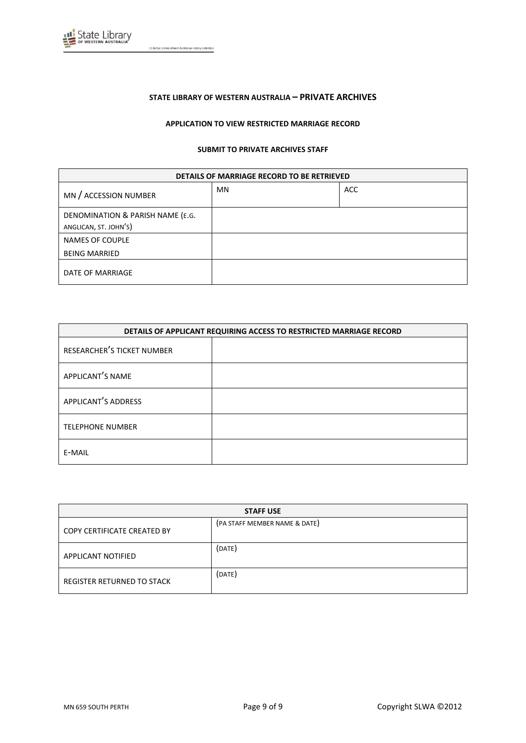**STATE LIBRARY OF WESTERN AUSTRALIA – PRIVATE ARCHIVES**

**APPLICATION TO VIEW RESTRICTED MARRIAGE RECORD**

**SUBMIT TO PRIVATE ARCHIVES STAFF**

| DETAILS OF MARRIAGE RECORD TO BE RETRIEVED | | |
|---|---|---|
| MN / ACCESSION NUMBER | MN | ACC |
| DENOMINATION & PARISH NAME (E.G. ANGLICAN, ST. JOHN'S) | | |
| NAMES OF COUPLE BEING MARRIED | | |
| DATE OF MARRIAGE | | |

| DETAILS OF APPLICANT REQUIRING ACCESS TO RESTRICTED MARRIAGE RECORD | |
|---|---|
| RESEARCHER'S TICKET NUMBER | |
| APPLICANT'S NAME | |
| APPLICANT'S ADDRESS | |
| TELEPHONE NUMBER | |
| E-MAIL | |

| STAFF USE | |
|---|---|
| COPY CERTIFICATE CREATED BY | (PA STAFF MEMBER NAME & DATE) |
| APPLICANT NOTIFIED | (DATE) |
| REGISTER RETURNED TO STACK | (DATE) |